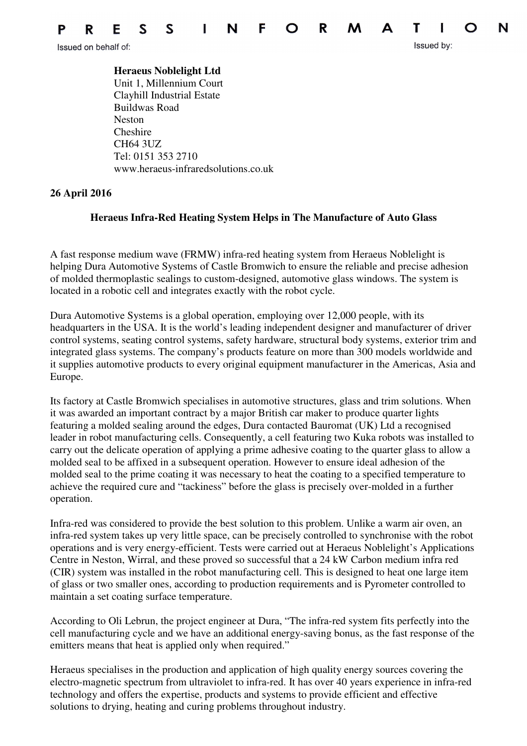P R E S S   I N F O R M A T I O N

Issued on behalf of:

Issued by:

**Heraeus Noblelight Ltd**
Unit 1, Millennium Court
Clayhill Industrial Estate
Buildwas Road
Neston
Cheshire
CH64 3UZ
Tel: 0151 353 2710
www.heraeus-infraredsolutions.co.uk

**26 April 2016**

## Heraeus Infra-Red Heating System Helps in The Manufacture of Auto Glass

A fast response medium wave (FRMW) infra-red heating system from Heraeus Noblelight is helping Dura Automotive Systems of Castle Bromwich to ensure the reliable and precise adhesion of molded thermoplastic sealings to custom-designed, automotive glass windows. The system is located in a robotic cell and integrates exactly with the robot cycle.

Dura Automotive Systems is a global operation, employing over 12,000 people, with its headquarters in the USA. It is the world's leading independent designer and manufacturer of driver control systems, seating control systems, safety hardware, structural body systems, exterior trim and integrated glass systems. The company's products feature on more than 300 models worldwide and it supplies automotive products to every original equipment manufacturer in the Americas, Asia and Europe.

Its factory at Castle Bromwich specialises in automotive structures, glass and trim solutions. When it was awarded an important contract by a major British car maker to produce quarter lights featuring a molded sealing around the edges, Dura contacted Bauromat (UK) Ltd a recognised leader in robot manufacturing cells. Consequently, a cell featuring two Kuka robots was installed to carry out the delicate operation of applying a prime adhesive coating to the quarter glass to allow a molded seal to be affixed in a subsequent operation. However to ensure ideal adhesion of the molded seal to the prime coating it was necessary to heat the coating to a specified temperature to achieve the required cure and "tackiness" before the glass is precisely over-molded in a further operation.

Infra-red was considered to provide the best solution to this problem. Unlike a warm air oven, an infra-red system takes up very little space, can be precisely controlled to synchronise with the robot operations and is very energy-efficient. Tests were carried out at Heraeus Noblelight's Applications Centre in Neston, Wirral, and these proved so successful that a 24 kW Carbon medium infra red (CIR) system was installed in the robot manufacturing cell. This is designed to heat one large item of glass or two smaller ones, according to production requirements and is Pyrometer controlled to maintain a set coating surface temperature.

According to Oli Lebrun, the project engineer at Dura, "The infra-red system fits perfectly into the cell manufacturing cycle and we have an additional energy-saving bonus, as the fast response of the emitters means that heat is applied only when required."

Heraeus specialises in the production and application of high quality energy sources covering the electro-magnetic spectrum from ultraviolet to infra-red. It has over 40 years experience in infra-red technology and offers the expertise, products and systems to provide efficient and effective solutions to drying, heating and curing problems throughout industry.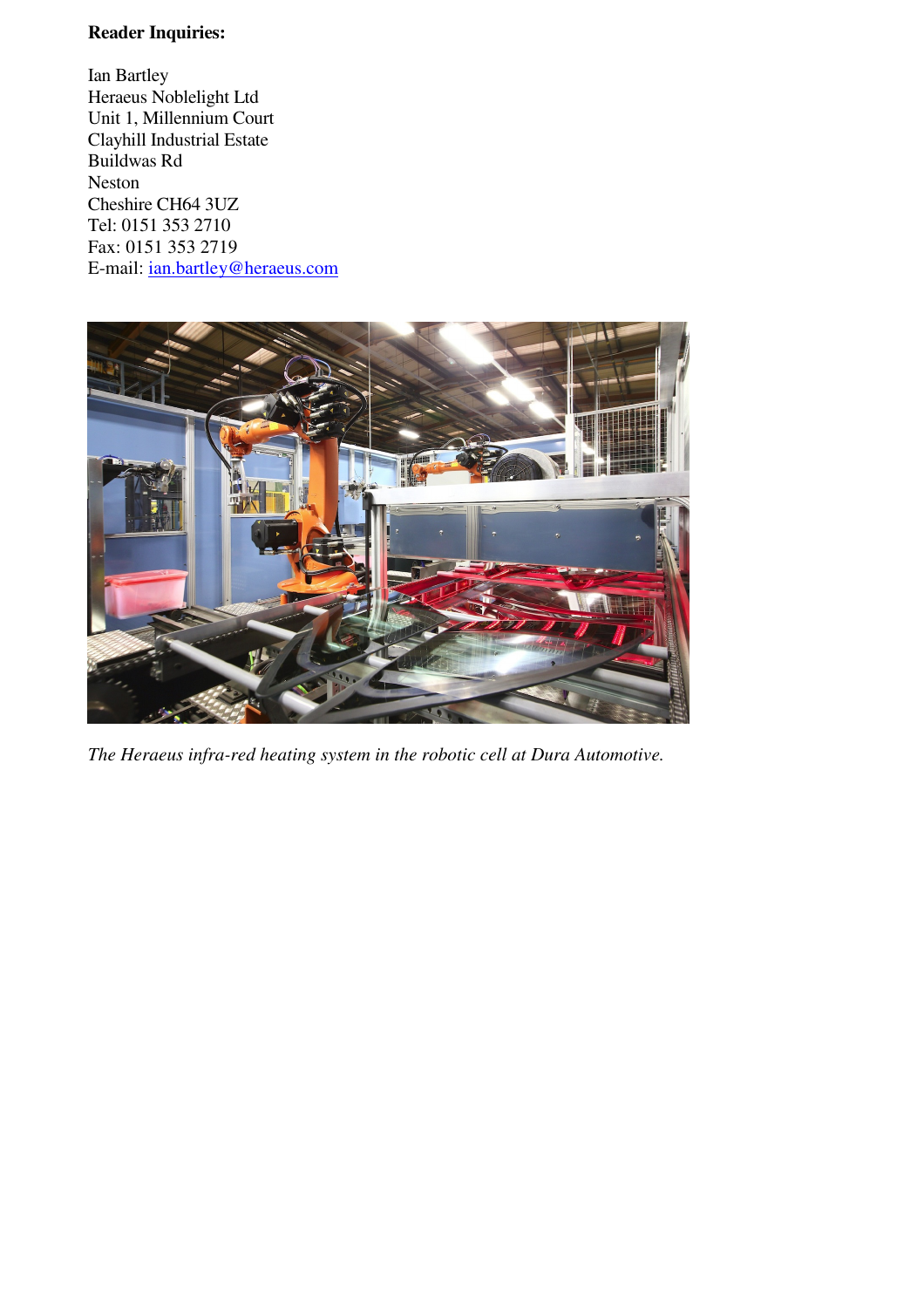**Reader Inquiries:**

Ian Bartley
Heraeus Noblelight Ltd
Unit 1, Millennium Court
Clayhill Industrial Estate
Buildwas Rd
Neston
Cheshire CH64 3UZ
Tel: 0151 353 2710
Fax: 0151 353 2719
E-mail: ian.bartley@heraeus.com

*The Heraeus infra-red heating system in the robotic cell at Dura Automotive.*